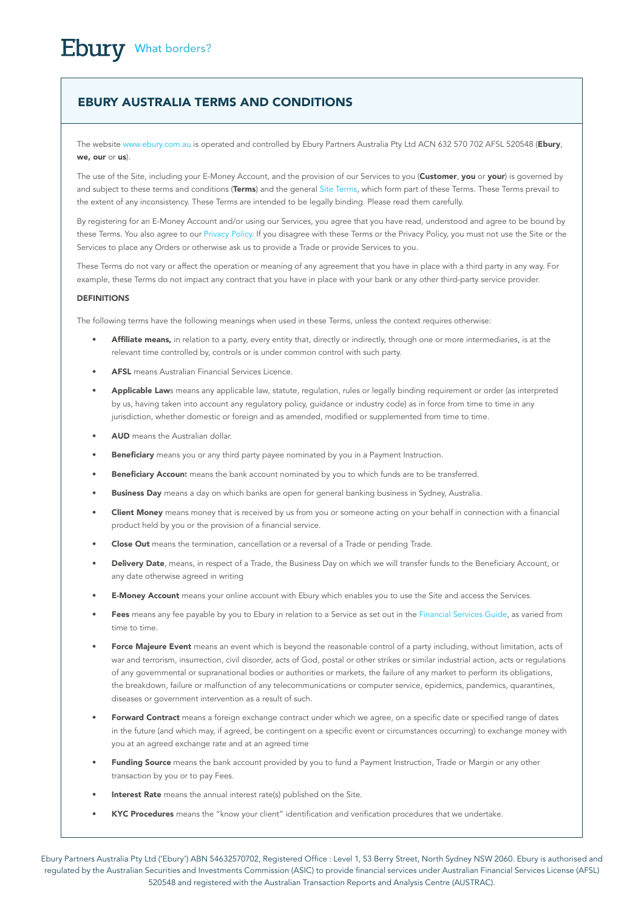Ebury What borders?

# EBURY AUSTRALIA TERMS AND CONDITIONS

The website www.ebury.com.au is operated and controlled by Ebury Partners Australia Pty Ltd ACN 632 570 702 AFSL 520548 (**Ebury**, **we, our** or **us**).

The use of the Site, including your E-Money Account, and the provision of our Services to you (**Customer**, **you** or **your**) is governed by and subject to these terms and conditions (**Terms**) and the general Site Terms, which form part of these Terms. These Terms prevail to the extent of any inconsistency. These Terms are intended to be legally binding. Please read them carefully.

By registering for an E-Money Account and/or using our Services, you agree that you have read, understood and agree to be bound by these Terms. You also agree to our Privacy Policy. If you disagree with these Terms or the Privacy Policy, you must not use the Site or the Services to place any Orders or otherwise ask us to provide a Trade or provide Services to you.

These Terms do not vary or affect the operation or meaning of any agreement that you have in place with a third party in any way. For example, these Terms do not impact any contract that you have in place with your bank or any other third-party service provider.

**DEFINITIONS**

The following terms have the following meanings when used in these Terms, unless the context requires otherwise:

- **Affiliate means,** in relation to a party, every entity that, directly or indirectly, through one or more intermediaries, is at the relevant time controlled by, controls or is under common control with such party.
- **AFSL** means Australian Financial Services Licence.
- **Applicable Law**s means any applicable law, statute, regulation, rules or legally binding requirement or order (as interpreted by us, having taken into account any regulatory policy, guidance or industry code) as in force from time to time in any jurisdiction, whether domestic or foreign and as amended, modified or supplemented from time to time.
- **AUD** means the Australian dollar.
- **Beneficiary** means you or any third party payee nominated by you in a Payment Instruction.
- **Beneficiary Accoun**t means the bank account nominated by you to which funds are to be transferred.
- **Business Day** means a day on which banks are open for general banking business in Sydney, Australia.
- **Client Money** means money that is received by us from you or someone acting on your behalf in connection with a financial product held by you or the provision of a financial service.
- **Close Out** means the termination, cancellation or a reversal of a Trade or pending Trade.
- **Delivery Date**, means, in respect of a Trade, the Business Day on which we will transfer funds to the Beneficiary Account, or any date otherwise agreed in writing
- **E-Money Account** means your online account with Ebury which enables you to use the Site and access the Services.
- **Fees** means any fee payable by you to Ebury in relation to a Service as set out in the Financial Services Guide, as varied from time to time.
- **Force Majeure Event** means an event which is beyond the reasonable control of a party including, without limitation, acts of war and terrorism, insurrection, civil disorder, acts of God, postal or other strikes or similar industrial action, acts or regulations of any governmental or supranational bodies or authorities or markets, the failure of any market to perform its obligations, the breakdown, failure or malfunction of any telecommunications or computer service, epidemics, pandemics, quarantines, diseases or government intervention as a result of such.
- **Forward Contract** means a foreign exchange contract under which we agree, on a specific date or specified range of dates in the future (and which may, if agreed, be contingent on a specific event or circumstances occurring) to exchange money with you at an agreed exchange rate and at an agreed time
- **Funding Source** means the bank account provided by you to fund a Payment Instruction, Trade or Margin or any other transaction by you or to pay Fees.
- **Interest Rate** means the annual interest rate(s) published on the Site.
- **KYC Procedures** means the "know your client" identification and verification procedures that we undertake.

Ebury Partners Australia Pty Ltd ('Ebury') ABN 54632570702, Registered Office : Level 1, 53 Berry Street, North Sydney NSW 2060. Ebury is authorised and regulated by the Australian Securities and Investments Commission (ASIC) to provide financial services under Australian Financial Services License (AFSL) 520548 and registered with the Australian Transaction Reports and Analysis Centre (AUSTRAC).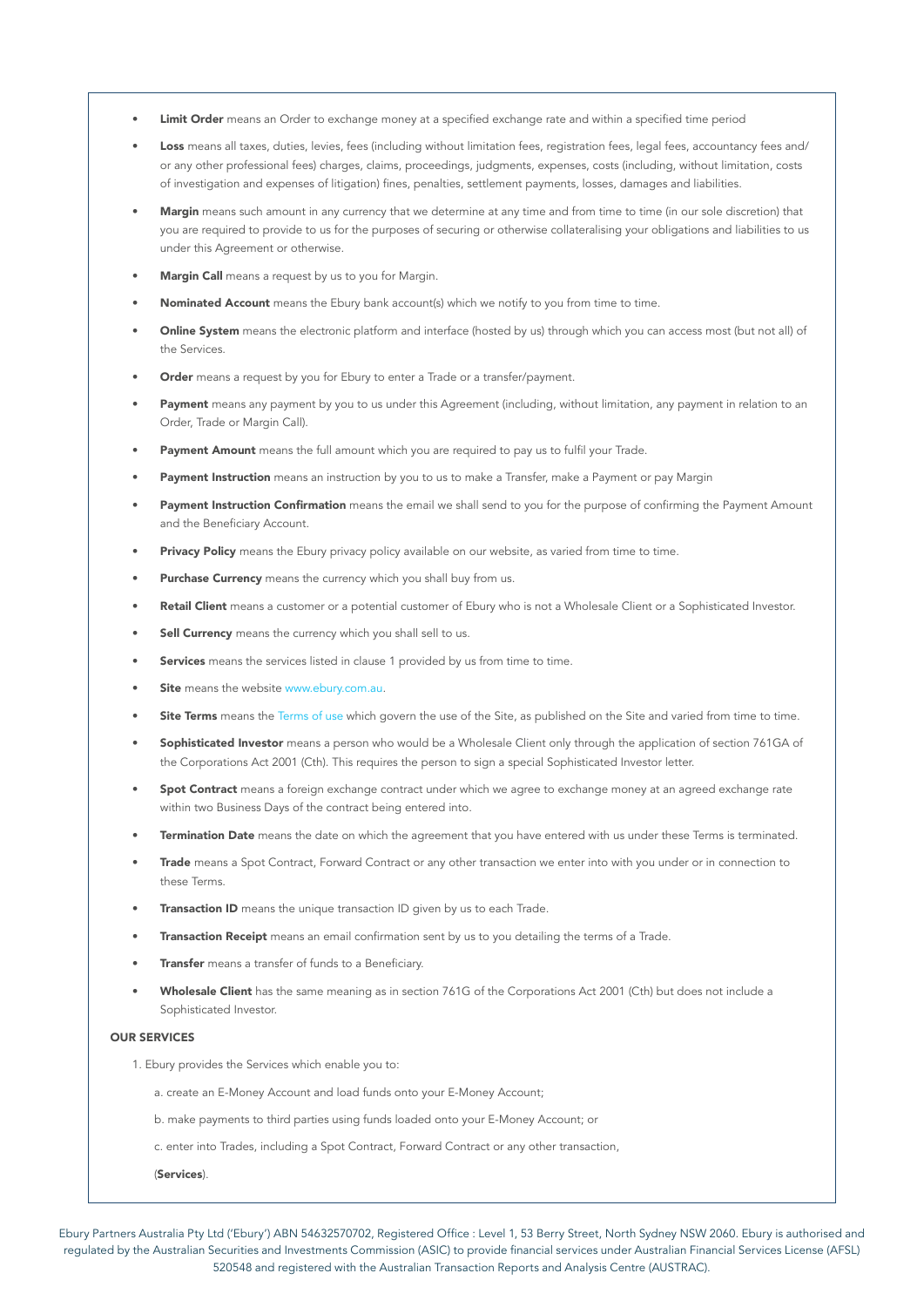- **Limit Order** means an Order to exchange money at a specified exchange rate and within a specified time period
- **Loss** means all taxes, duties, levies, fees (including without limitation fees, registration fees, legal fees, accountancy fees and/or any other professional fees) charges, claims, proceedings, judgments, expenses, costs (including, without limitation, costs of investigation and expenses of litigation) fines, penalties, settlement payments, losses, damages and liabilities.
- **Margin** means such amount in any currency that we determine at any time and from time to time (in our sole discretion) that you are required to provide to us for the purposes of securing or otherwise collateralising your obligations and liabilities to us under this Agreement or otherwise.
- **Margin Call** means a request by us to you for Margin.
- **Nominated Account** means the Ebury bank account(s) which we notify to you from time to time.
- **Online System** means the electronic platform and interface (hosted by us) through which you can access most (but not all) of the Services.
- **Order** means a request by you for Ebury to enter a Trade or a transfer/payment.
- **Payment** means any payment by you to us under this Agreement (including, without limitation, any payment in relation to an Order, Trade or Margin Call).
- **Payment Amount** means the full amount which you are required to pay us to fulfil your Trade.
- **Payment Instruction** means an instruction by you to us to make a Transfer, make a Payment or pay Margin
- **Payment Instruction Confirmation** means the email we shall send to you for the purpose of confirming the Payment Amount and the Beneficiary Account.
- **Privacy Policy** means the Ebury privacy policy available on our website, as varied from time to time.
- **Purchase Currency** means the currency which you shall buy from us.
- **Retail Client** means a customer or a potential customer of Ebury who is not a Wholesale Client or a Sophisticated Investor.
- **Sell Currency** means the currency which you shall sell to us.
- **Services** means the services listed in clause 1 provided by us from time to time.
- **Site** means the website www.ebury.com.au.
- **Site Terms** means the Terms of use which govern the use of the Site, as published on the Site and varied from time to time.
- **Sophisticated Investor** means a person who would be a Wholesale Client only through the application of section 761GA of the Corporations Act 2001 (Cth). This requires the person to sign a special Sophisticated Investor letter.
- **Spot Contract** means a foreign exchange contract under which we agree to exchange money at an agreed exchange rate within two Business Days of the contract being entered into.
- **Termination Date** means the date on which the agreement that you have entered with us under these Terms is terminated.
- **Trade** means a Spot Contract, Forward Contract or any other transaction we enter into with you under or in connection to these Terms.
- **Transaction ID** means the unique transaction ID given by us to each Trade.
- **Transaction Receipt** means an email confirmation sent by us to you detailing the terms of a Trade.
- **Transfer** means a transfer of funds to a Beneficiary.
- **Wholesale Client** has the same meaning as in section 761G of the Corporations Act 2001 (Cth) but does not include a Sophisticated Investor.

## OUR SERVICES

1. Ebury provides the Services which enable you to:

   a. create an E-Money Account and load funds onto your E-Money Account;

   b. make payments to third parties using funds loaded onto your E-Money Account; or

   c. enter into Trades, including a Spot Contract, Forward Contract or any other transaction,

   (**Services**).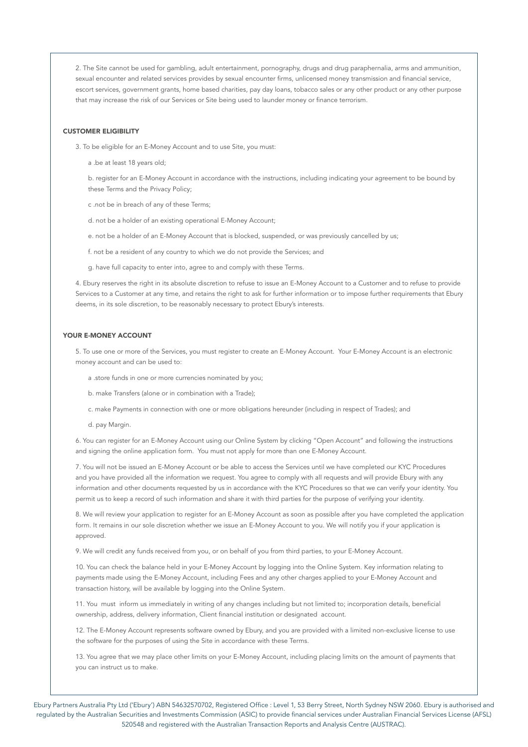2. The Site cannot be used for gambling, adult entertainment, pornography, drugs and drug paraphernalia, arms and ammunition, sexual encounter and related services provides by sexual encounter firms, unlicensed money transmission and financial service, escort services, government grants, home based charities, pay day loans, tobacco sales or any other product or any other purpose that may increase the risk of our Services or Site being used to launder money or finance terrorism.

## CUSTOMER ELIGIBILITY

3. To be eligible for an E-Money Account and to use Site, you must:

a .be at least 18 years old;

b. register for an E-Money Account in accordance with the instructions, including indicating your agreement to be bound by these Terms and the Privacy Policy;

c .not be in breach of any of these Terms;

d. not be a holder of an existing operational E-Money Account;

e. not be a holder of an E-Money Account that is blocked, suspended, or was previously cancelled by us;

f. not be a resident of any country to which we do not provide the Services; and

g. have full capacity to enter into, agree to and comply with these Terms.

4. Ebury reserves the right in its absolute discretion to refuse to issue an E-Money Account to a Customer and to refuse to provide Services to a Customer at any time, and retains the right to ask for further information or to impose further requirements that Ebury deems, in its sole discretion, to be reasonably necessary to protect Ebury's interests.

## YOUR E-MONEY ACCOUNT

5. To use one or more of the Services, you must register to create an E-Money Account. Your E-Money Account is an electronic money account and can be used to:

a .store funds in one or more currencies nominated by you;

b. make Transfers (alone or in combination with a Trade);

c. make Payments in connection with one or more obligations hereunder (including in respect of Trades); and

d. pay Margin.

6. You can register for an E-Money Account using our Online System by clicking "Open Account" and following the instructions and signing the online application form. You must not apply for more than one E-Money Account.

7. You will not be issued an E-Money Account or be able to access the Services until we have completed our KYC Procedures and you have provided all the information we request. You agree to comply with all requests and will provide Ebury with any information and other documents requested by us in accordance with the KYC Procedures so that we can verify your identity. You permit us to keep a record of such information and share it with third parties for the purpose of verifying your identity.

8. We will review your application to register for an E-Money Account as soon as possible after you have completed the application form. It remains in our sole discretion whether we issue an E-Money Account to you. We will notify you if your application is approved.

9. We will credit any funds received from you, or on behalf of you from third parties, to your E-Money Account.

10. You can check the balance held in your E-Money Account by logging into the Online System. Key information relating to payments made using the E-Money Account, including Fees and any other charges applied to your E-Money Account and transaction history, will be available by logging into the Online System.

11. You must inform us immediately in writing of any changes including but not limited to; incorporation details, beneficial ownership, address, delivery information, Client financial institution or designated account.

12. The E-Money Account represents software owned by Ebury, and you are provided with a limited non-exclusive license to use the software for the purposes of using the Site in accordance with these Terms.

13. You agree that we may place other limits on your E-Money Account, including placing limits on the amount of payments that you can instruct us to make.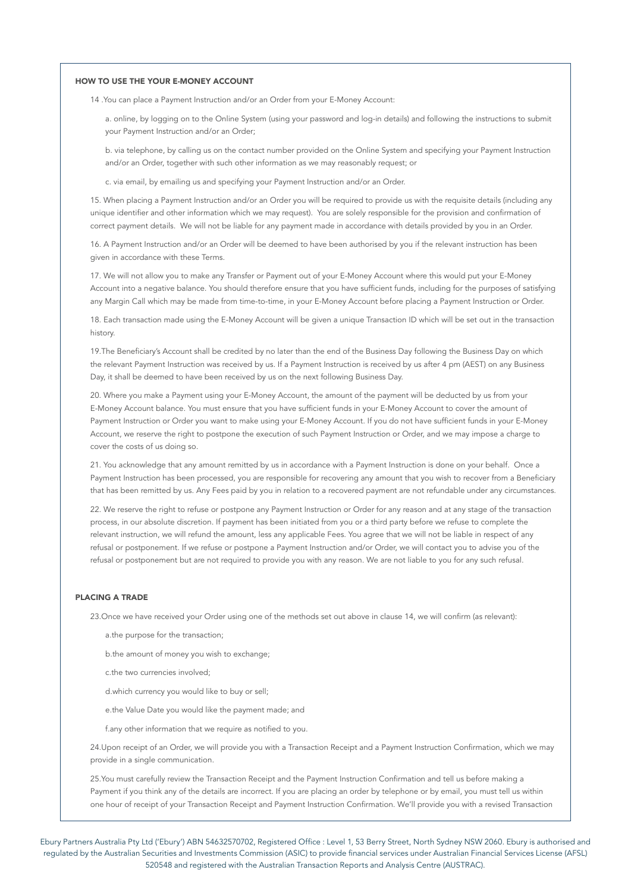### HOW TO USE THE YOUR E-MONEY ACCOUNT

14 .You can place a Payment Instruction and/or an Order from your E-Money Account:

a. online, by logging on to the Online System (using your password and log-in details) and following the instructions to submit your Payment Instruction and/or an Order;

b. via telephone, by calling us on the contact number provided on the Online System and specifying your Payment Instruction and/or an Order, together with such other information as we may reasonably request; or

c. via email, by emailing us and specifying your Payment Instruction and/or an Order.

15. When placing a Payment Instruction and/or an Order you will be required to provide us with the requisite details (including any unique identifier and other information which we may request). You are solely responsible for the provision and confirmation of correct payment details. We will not be liable for any payment made in accordance with details provided by you in an Order.

16. A Payment Instruction and/or an Order will be deemed to have been authorised by you if the relevant instruction has been given in accordance with these Terms.

17. We will not allow you to make any Transfer or Payment out of your E-Money Account where this would put your E-Money Account into a negative balance. You should therefore ensure that you have sufficient funds, including for the purposes of satisfying any Margin Call which may be made from time-to-time, in your E-Money Account before placing a Payment Instruction or Order.

18. Each transaction made using the E-Money Account will be given a unique Transaction ID which will be set out in the transaction history.

19.The Beneficiary's Account shall be credited by no later than the end of the Business Day following the Business Day on which the relevant Payment Instruction was received by us. If a Payment Instruction is received by us after 4 pm (AEST) on any Business Day, it shall be deemed to have been received by us on the next following Business Day.

20. Where you make a Payment using your E-Money Account, the amount of the payment will be deducted by us from your E-Money Account balance. You must ensure that you have sufficient funds in your E-Money Account to cover the amount of Payment Instruction or Order you want to make using your E-Money Account. If you do not have sufficient funds in your E-Money Account, we reserve the right to postpone the execution of such Payment Instruction or Order, and we may impose a charge to cover the costs of us doing so.

21. You acknowledge that any amount remitted by us in accordance with a Payment Instruction is done on your behalf. Once a Payment Instruction has been processed, you are responsible for recovering any amount that you wish to recover from a Beneficiary that has been remitted by us. Any Fees paid by you in relation to a recovered payment are not refundable under any circumstances.

22. We reserve the right to refuse or postpone any Payment Instruction or Order for any reason and at any stage of the transaction process, in our absolute discretion. If payment has been initiated from you or a third party before we refuse to complete the relevant instruction, we will refund the amount, less any applicable Fees. You agree that we will not be liable in respect of any refusal or postponement. If we refuse or postpone a Payment Instruction and/or Order, we will contact you to advise you of the refusal or postponement but are not required to provide you with any reason. We are not liable to you for any such refusal.

### PLACING A TRADE

23.Once we have received your Order using one of the methods set out above in clause 14, we will confirm (as relevant):

a.the purpose for the transaction;

b.the amount of money you wish to exchange;

c.the two currencies involved;

d.which currency you would like to buy or sell;

e.the Value Date you would like the payment made; and

f.any other information that we require as notified to you.

24.Upon receipt of an Order, we will provide you with a Transaction Receipt and a Payment Instruction Confirmation, which we may provide in a single communication.

25.You must carefully review the Transaction Receipt and the Payment Instruction Confirmation and tell us before making a Payment if you think any of the details are incorrect. If you are placing an order by telephone or by email, you must tell us within one hour of receipt of your Transaction Receipt and Payment Instruction Confirmation. We'll provide you with a revised Transaction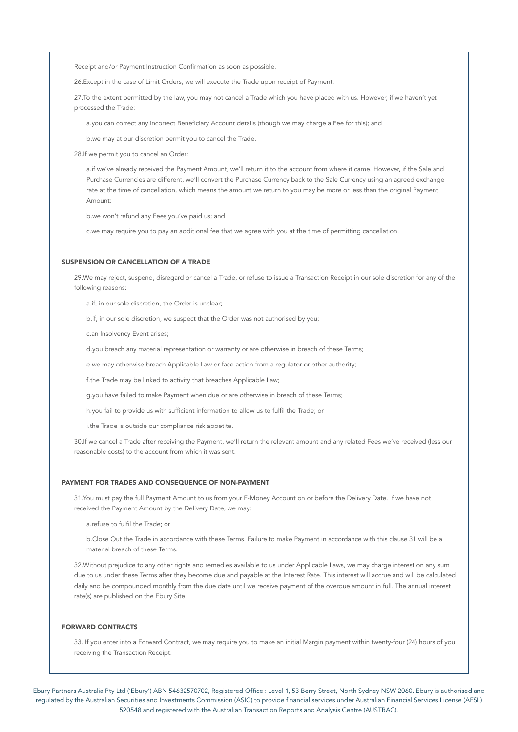Receipt and/or Payment Instruction Confirmation as soon as possible.

26.Except in the case of Limit Orders, we will execute the Trade upon receipt of Payment.

27.To the extent permitted by the law, you may not cancel a Trade which you have placed with us. However, if we haven't yet processed the Trade:

a.you can correct any incorrect Beneficiary Account details (though we may charge a Fee for this); and

b.we may at our discretion permit you to cancel the Trade.

28.If we permit you to cancel an Order:

a.if we've already received the Payment Amount, we'll return it to the account from where it came. However, if the Sale and Purchase Currencies are different, we'll convert the Purchase Currency back to the Sale Currency using an agreed exchange rate at the time of cancellation, which means the amount we return to you may be more or less than the original Payment Amount;

b.we won't refund any Fees you've paid us; and

c.we may require you to pay an additional fee that we agree with you at the time of permitting cancellation.

### SUSPENSION OR CANCELLATION OF A TRADE

29.We may reject, suspend, disregard or cancel a Trade, or refuse to issue a Transaction Receipt in our sole discretion for any of the following reasons:

a.if, in our sole discretion, the Order is unclear;

b.if, in our sole discretion, we suspect that the Order was not authorised by you;

c.an Insolvency Event arises;

d.you breach any material representation or warranty or are otherwise in breach of these Terms;

e.we may otherwise breach Applicable Law or face action from a regulator or other authority;

f.the Trade may be linked to activity that breaches Applicable Law;

g.you have failed to make Payment when due or are otherwise in breach of these Terms;

h.you fail to provide us with sufficient information to allow us to fulfil the Trade; or

i.the Trade is outside our compliance risk appetite.

30.If we cancel a Trade after receiving the Payment, we'll return the relevant amount and any related Fees we've received (less our reasonable costs) to the account from which it was sent.

### PAYMENT FOR TRADES AND CONSEQUENCE OF NON-PAYMENT

31.You must pay the full Payment Amount to us from your E-Money Account on or before the Delivery Date. If we have not received the Payment Amount by the Delivery Date, we may:

a.refuse to fulfil the Trade; or

b.Close Out the Trade in accordance with these Terms. Failure to make Payment in accordance with this clause 31 will be a material breach of these Terms.

32.Without prejudice to any other rights and remedies available to us under Applicable Laws, we may charge interest on any sum due to us under these Terms after they become due and payable at the Interest Rate. This interest will accrue and will be calculated daily and be compounded monthly from the due date until we receive payment of the overdue amount in full. The annual interest rate(s) are published on the Ebury Site.

### FORWARD CONTRACTS

33. If you enter into a Forward Contract, we may require you to make an initial Margin payment within twenty-four (24) hours of you receiving the Transaction Receipt.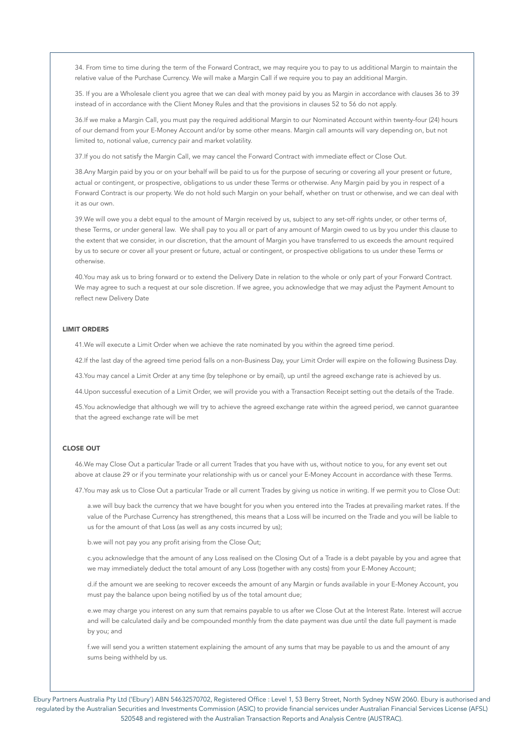34. From time to time during the term of the Forward Contract, we may require you to pay to us additional Margin to maintain the relative value of the Purchase Currency. We will make a Margin Call if we require you to pay an additional Margin.

35. If you are a Wholesale client you agree that we can deal with money paid by you as Margin in accordance with clauses 36 to 39 instead of in accordance with the Client Money Rules and that the provisions in clauses 52 to 56 do not apply.

36.If we make a Margin Call, you must pay the required additional Margin to our Nominated Account within twenty-four (24) hours of our demand from your E-Money Account and/or by some other means. Margin call amounts will vary depending on, but not limited to, notional value, currency pair and market volatility.

37.If you do not satisfy the Margin Call, we may cancel the Forward Contract with immediate effect or Close Out.

38.Any Margin paid by you or on your behalf will be paid to us for the purpose of securing or covering all your present or future, actual or contingent, or prospective, obligations to us under these Terms or otherwise. Any Margin paid by you in respect of a Forward Contract is our property. We do not hold such Margin on your behalf, whether on trust or otherwise, and we can deal with it as our own.

39.We will owe you a debt equal to the amount of Margin received by us, subject to any set-off rights under, or other terms of, these Terms, or under general law. We shall pay to you all or part of any amount of Margin owed to us by you under this clause to the extent that we consider, in our discretion, that the amount of Margin you have transferred to us exceeds the amount required by us to secure or cover all your present or future, actual or contingent, or prospective obligations to us under these Terms or otherwise.

40.You may ask us to bring forward or to extend the Delivery Date in relation to the whole or only part of your Forward Contract. We may agree to such a request at our sole discretion. If we agree, you acknowledge that we may adjust the Payment Amount to reflect new Delivery Date

## LIMIT ORDERS

41.We will execute a Limit Order when we achieve the rate nominated by you within the agreed time period.

42.If the last day of the agreed time period falls on a non-Business Day, your Limit Order will expire on the following Business Day.

43.You may cancel a Limit Order at any time (by telephone or by email), up until the agreed exchange rate is achieved by us.

44.Upon successful execution of a Limit Order, we will provide you with a Transaction Receipt setting out the details of the Trade.

45.You acknowledge that although we will try to achieve the agreed exchange rate within the agreed period, we cannot guarantee that the agreed exchange rate will be met

## CLOSE OUT

46.We may Close Out a particular Trade or all current Trades that you have with us, without notice to you, for any event set out above at clause 29 or if you terminate your relationship with us or cancel your E-Money Account in accordance with these Terms.

47.You may ask us to Close Out a particular Trade or all current Trades by giving us notice in writing. If we permit you to Close Out:

a.we will buy back the currency that we have bought for you when you entered into the Trades at prevailing market rates. If the value of the Purchase Currency has strengthened, this means that a Loss will be incurred on the Trade and you will be liable to us for the amount of that Loss (as well as any costs incurred by us);

b.we will not pay you any profit arising from the Close Out;

c.you acknowledge that the amount of any Loss realised on the Closing Out of a Trade is a debt payable by you and agree that we may immediately deduct the total amount of any Loss (together with any costs) from your E-Money Account;

d.if the amount we are seeking to recover exceeds the amount of any Margin or funds available in your E-Money Account, you must pay the balance upon being notified by us of the total amount due;

e.we may charge you interest on any sum that remains payable to us after we Close Out at the Interest Rate. Interest will accrue and will be calculated daily and be compounded monthly from the date payment was due until the date full payment is made by you; and

f.we will send you a written statement explaining the amount of any sums that may be payable to us and the amount of any sums being withheld by us.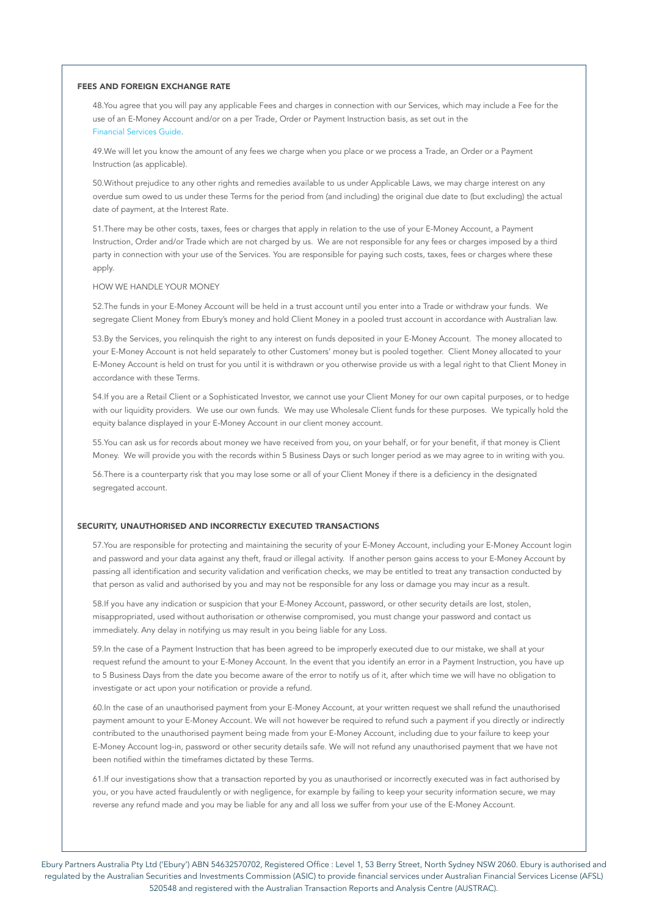## FEES AND FOREIGN EXCHANGE RATE

48.You agree that you will pay any applicable Fees and charges in connection with our Services, which may include a Fee for the use of an E-Money Account and/or on a per Trade, Order or Payment Instruction basis, as set out in the Financial Services Guide.

49.We will let you know the amount of any fees we charge when you place or we process a Trade, an Order or a Payment Instruction (as applicable).

50.Without prejudice to any other rights and remedies available to us under Applicable Laws, we may charge interest on any overdue sum owed to us under these Terms for the period from (and including) the original due date to (but excluding) the actual date of payment, at the Interest Rate.

51.There may be other costs, taxes, fees or charges that apply in relation to the use of your E-Money Account, a Payment Instruction, Order and/or Trade which are not charged by us. We are not responsible for any fees or charges imposed by a third party in connection with your use of the Services. You are responsible for paying such costs, taxes, fees or charges where these apply.

HOW WE HANDLE YOUR MONEY

52.The funds in your E-Money Account will be held in a trust account until you enter into a Trade or withdraw your funds. We segregate Client Money from Ebury's money and hold Client Money in a pooled trust account in accordance with Australian law.

53.By the Services, you relinquish the right to any interest on funds deposited in your E-Money Account. The money allocated to your E-Money Account is not held separately to other Customers' money but is pooled together. Client Money allocated to your E-Money Account is held on trust for you until it is withdrawn or you otherwise provide us with a legal right to that Client Money in accordance with these Terms.

54.If you are a Retail Client or a Sophisticated Investor, we cannot use your Client Money for our own capital purposes, or to hedge with our liquidity providers. We use our own funds. We may use Wholesale Client funds for these purposes. We typically hold the equity balance displayed in your E-Money Account in our client money account.

55.You can ask us for records about money we have received from you, on your behalf, or for your benefit, if that money is Client Money. We will provide you with the records within 5 Business Days or such longer period as we may agree to in writing with you.

56.There is a counterparty risk that you may lose some or all of your Client Money if there is a deficiency in the designated segregated account.

## SECURITY, UNAUTHORISED AND INCORRECTLY EXECUTED TRANSACTIONS

57.You are responsible for protecting and maintaining the security of your E-Money Account, including your E-Money Account login and password and your data against any theft, fraud or illegal activity. If another person gains access to your E-Money Account by passing all identification and security validation and verification checks, we may be entitled to treat any transaction conducted by that person as valid and authorised by you and may not be responsible for any loss or damage you may incur as a result.

58.If you have any indication or suspicion that your E-Money Account, password, or other security details are lost, stolen, misappropriated, used without authorisation or otherwise compromised, you must change your password and contact us immediately. Any delay in notifying us may result in you being liable for any Loss.

59.In the case of a Payment Instruction that has been agreed to be improperly executed due to our mistake, we shall at your request refund the amount to your E-Money Account. In the event that you identify an error in a Payment Instruction, you have up to 5 Business Days from the date you become aware of the error to notify us of it, after which time we will have no obligation to investigate or act upon your notification or provide a refund.

60.In the case of an unauthorised payment from your E-Money Account, at your written request we shall refund the unauthorised payment amount to your E-Money Account. We will not however be required to refund such a payment if you directly or indirectly contributed to the unauthorised payment being made from your E-Money Account, including due to your failure to keep your E-Money Account log-in, password or other security details safe. We will not refund any unauthorised payment that we have not been notified within the timeframes dictated by these Terms.

61.If our investigations show that a transaction reported by you as unauthorised or incorrectly executed was in fact authorised by you, or you have acted fraudulently or with negligence, for example by failing to keep your security information secure, we may reverse any refund made and you may be liable for any and all loss we suffer from your use of the E-Money Account.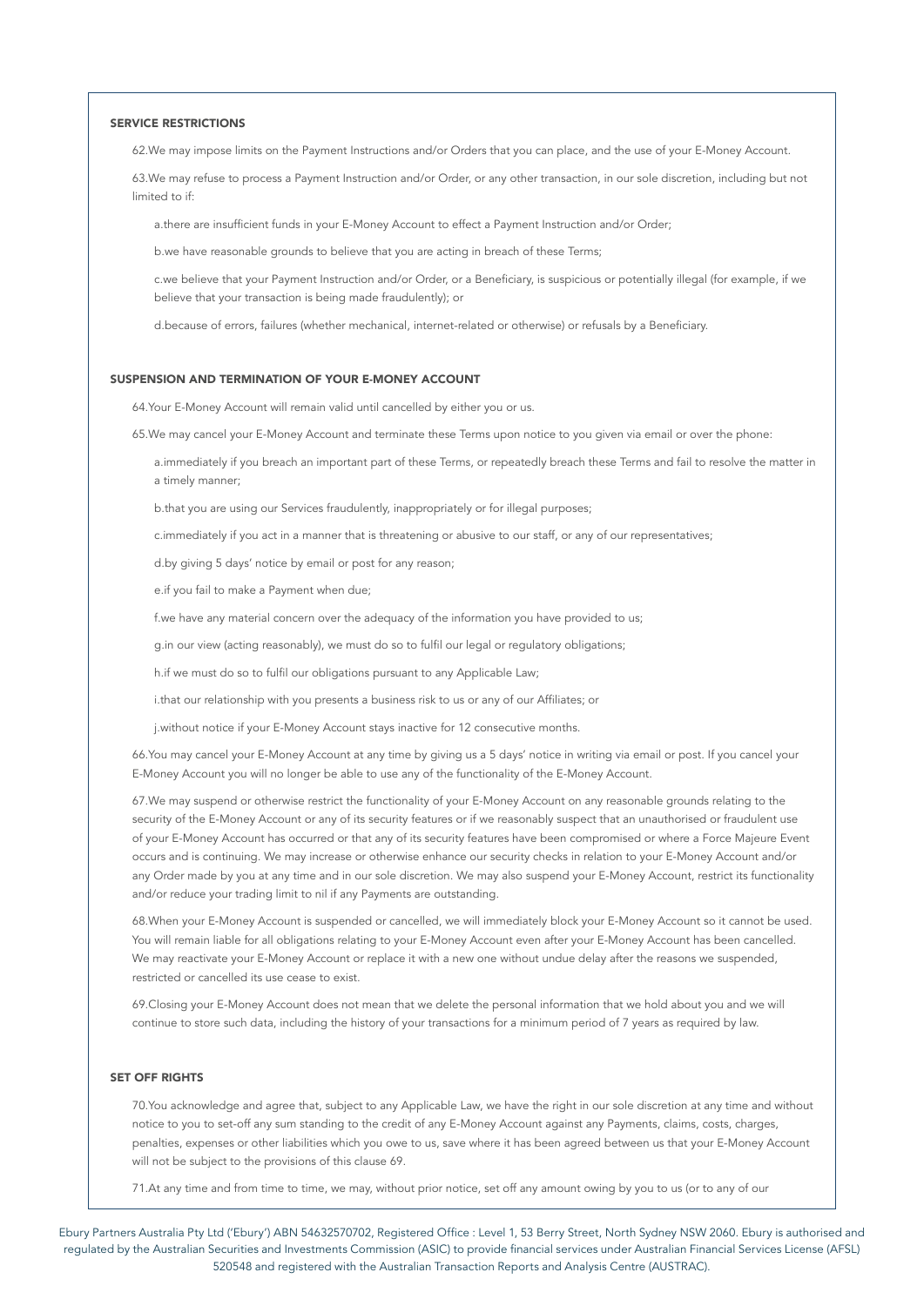### SERVICE RESTRICTIONS

62.We may impose limits on the Payment Instructions and/or Orders that you can place, and the use of your E-Money Account.

63.We may refuse to process a Payment Instruction and/or Order, or any other transaction, in our sole discretion, including but not limited to if:

a.there are insufficient funds in your E-Money Account to effect a Payment Instruction and/or Order;

b.we have reasonable grounds to believe that you are acting in breach of these Terms;

c.we believe that your Payment Instruction and/or Order, or a Beneficiary, is suspicious or potentially illegal (for example, if we believe that your transaction is being made fraudulently); or

d.because of errors, failures (whether mechanical, internet-related or otherwise) or refusals by a Beneficiary.

### SUSPENSION AND TERMINATION OF YOUR E-MONEY ACCOUNT

64.Your E-Money Account will remain valid until cancelled by either you or us.

65.We may cancel your E-Money Account and terminate these Terms upon notice to you given via email or over the phone:

a.immediately if you breach an important part of these Terms, or repeatedly breach these Terms and fail to resolve the matter in a timely manner;

b.that you are using our Services fraudulently, inappropriately or for illegal purposes;

c.immediately if you act in a manner that is threatening or abusive to our staff, or any of our representatives;

d.by giving 5 days' notice by email or post for any reason;

e.if you fail to make a Payment when due;

f.we have any material concern over the adequacy of the information you have provided to us;

g.in our view (acting reasonably), we must do so to fulfil our legal or regulatory obligations;

h.if we must do so to fulfil our obligations pursuant to any Applicable Law;

i.that our relationship with you presents a business risk to us or any of our Affiliates; or

j.without notice if your E-Money Account stays inactive for 12 consecutive months.

66.You may cancel your E-Money Account at any time by giving us a 5 days' notice in writing via email or post. If you cancel your E-Money Account you will no longer be able to use any of the functionality of the E-Money Account.

67.We may suspend or otherwise restrict the functionality of your E-Money Account on any reasonable grounds relating to the security of the E-Money Account or any of its security features or if we reasonably suspect that an unauthorised or fraudulent use of your E-Money Account has occurred or that any of its security features have been compromised or where a Force Majeure Event occurs and is continuing. We may increase or otherwise enhance our security checks in relation to your E-Money Account and/or any Order made by you at any time and in our sole discretion. We may also suspend your E-Money Account, restrict its functionality and/or reduce your trading limit to nil if any Payments are outstanding.

68.When your E-Money Account is suspended or cancelled, we will immediately block your E-Money Account so it cannot be used. You will remain liable for all obligations relating to your E-Money Account even after your E-Money Account has been cancelled. We may reactivate your E-Money Account or replace it with a new one without undue delay after the reasons we suspended, restricted or cancelled its use cease to exist.

69.Closing your E-Money Account does not mean that we delete the personal information that we hold about you and we will continue to store such data, including the history of your transactions for a minimum period of 7 years as required by law.

### SET OFF RIGHTS

70.You acknowledge and agree that, subject to any Applicable Law, we have the right in our sole discretion at any time and without notice to you to set-off any sum standing to the credit of any E-Money Account against any Payments, claims, costs, charges, penalties, expenses or other liabilities which you owe to us, save where it has been agreed between us that your E-Money Account will not be subject to the provisions of this clause 69.

71.At any time and from time to time, we may, without prior notice, set off any amount owing by you to us (or to any of our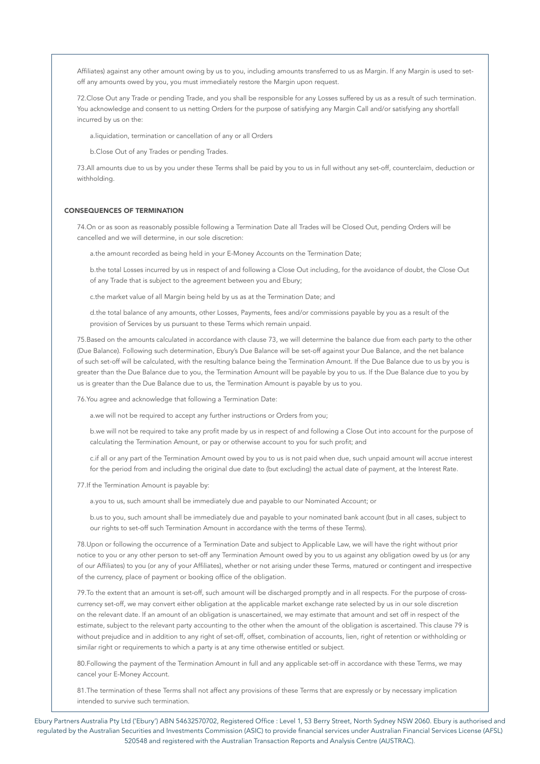Affiliates) against any other amount owing by us to you, including amounts transferred to us as Margin. If any Margin is used to set-off any amounts owed by you, you must immediately restore the Margin upon request.

72.Close Out any Trade or pending Trade, and you shall be responsible for any Losses suffered by us as a result of such termination. You acknowledge and consent to us netting Orders for the purpose of satisfying any Margin Call and/or satisfying any shortfall incurred by us on the:

a.liquidation, termination or cancellation of any or all Orders

b.Close Out of any Trades or pending Trades.

73.All amounts due to us by you under these Terms shall be paid by you to us in full without any set-off, counterclaim, deduction or withholding.

## CONSEQUENCES OF TERMINATION

74.On or as soon as reasonably possible following a Termination Date all Trades will be Closed Out, pending Orders will be cancelled and we will determine, in our sole discretion:

a.the amount recorded as being held in your E-Money Accounts on the Termination Date;

b.the total Losses incurred by us in respect of and following a Close Out including, for the avoidance of doubt, the Close Out of any Trade that is subject to the agreement between you and Ebury;

c.the market value of all Margin being held by us as at the Termination Date; and

d.the total balance of any amounts, other Losses, Payments, fees and/or commissions payable by you as a result of the provision of Services by us pursuant to these Terms which remain unpaid.

75.Based on the amounts calculated in accordance with clause 73, we will determine the balance due from each party to the other (Due Balance). Following such determination, Ebury's Due Balance will be set-off against your Due Balance, and the net balance of such set-off will be calculated, with the resulting balance being the Termination Amount. If the Due Balance due to us by you is greater than the Due Balance due to you, the Termination Amount will be payable by you to us. If the Due Balance due to you by us is greater than the Due Balance due to us, the Termination Amount is payable by us to you.

76.You agree and acknowledge that following a Termination Date:

a.we will not be required to accept any further instructions or Orders from you;

b.we will not be required to take any profit made by us in respect of and following a Close Out into account for the purpose of calculating the Termination Amount, or pay or otherwise account to you for such profit; and

c.if all or any part of the Termination Amount owed by you to us is not paid when due, such unpaid amount will accrue interest for the period from and including the original due date to (but excluding) the actual date of payment, at the Interest Rate.

77.If the Termination Amount is payable by:

a.you to us, such amount shall be immediately due and payable to our Nominated Account; or

b.us to you, such amount shall be immediately due and payable to your nominated bank account (but in all cases, subject to our rights to set-off such Termination Amount in accordance with the terms of these Terms).

78.Upon or following the occurrence of a Termination Date and subject to Applicable Law, we will have the right without prior notice to you or any other person to set-off any Termination Amount owed by you to us against any obligation owed by us (or any of our Affiliates) to you (or any of your Affiliates), whether or not arising under these Terms, matured or contingent and irrespective of the currency, place of payment or booking office of the obligation.

79.To the extent that an amount is set-off, such amount will be discharged promptly and in all respects. For the purpose of cross-currency set-off, we may convert either obligation at the applicable market exchange rate selected by us in our sole discretion on the relevant date. If an amount of an obligation is unascertained, we may estimate that amount and set off in respect of the estimate, subject to the relevant party accounting to the other when the amount of the obligation is ascertained. This clause 79 is without prejudice and in addition to any right of set-off, offset, combination of accounts, lien, right of retention or withholding or similar right or requirements to which a party is at any time otherwise entitled or subject.

80.Following the payment of the Termination Amount in full and any applicable set-off in accordance with these Terms, we may cancel your E-Money Account.

81.The termination of these Terms shall not affect any provisions of these Terms that are expressly or by necessary implication intended to survive such termination.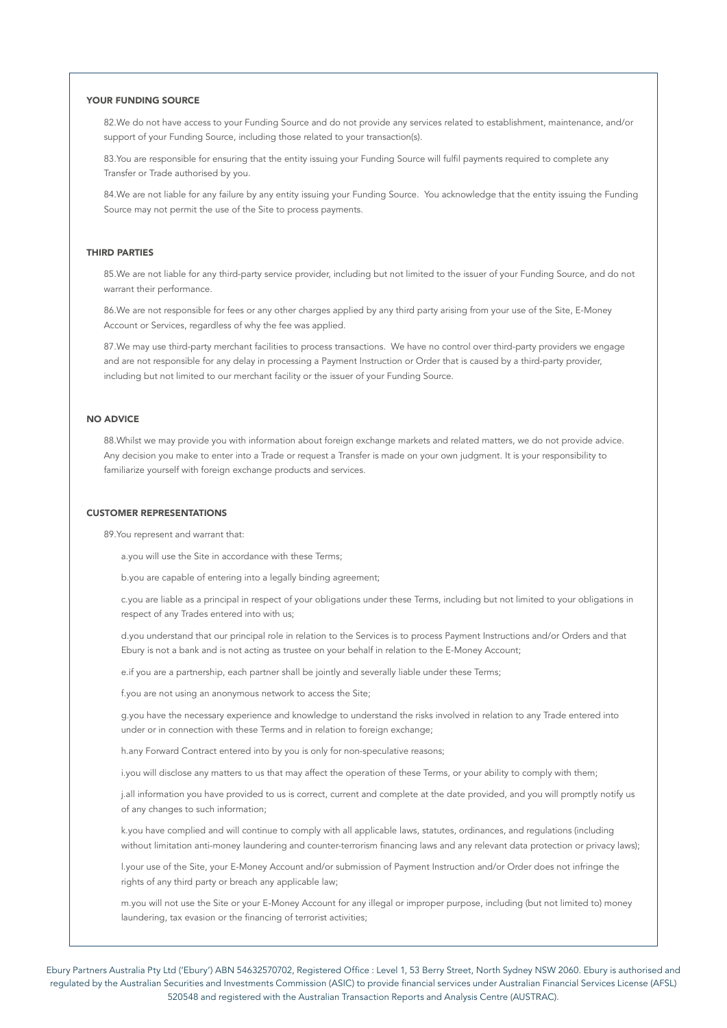## YOUR FUNDING SOURCE

82.We do not have access to your Funding Source and do not provide any services related to establishment, maintenance, and/or support of your Funding Source, including those related to your transaction(s).

83.You are responsible for ensuring that the entity issuing your Funding Source will fulfil payments required to complete any Transfer or Trade authorised by you.

84.We are not liable for any failure by any entity issuing your Funding Source. You acknowledge that the entity issuing the Funding Source may not permit the use of the Site to process payments.

## THIRD PARTIES

85.We are not liable for any third-party service provider, including but not limited to the issuer of your Funding Source, and do not warrant their performance.

86.We are not responsible for fees or any other charges applied by any third party arising from your use of the Site, E-Money Account or Services, regardless of why the fee was applied.

87.We may use third-party merchant facilities to process transactions. We have no control over third-party providers we engage and are not responsible for any delay in processing a Payment Instruction or Order that is caused by a third-party provider, including but not limited to our merchant facility or the issuer of your Funding Source.

## NO ADVICE

88.Whilst we may provide you with information about foreign exchange markets and related matters, we do not provide advice. Any decision you make to enter into a Trade or request a Transfer is made on your own judgment. It is your responsibility to familiarize yourself with foreign exchange products and services.

## CUSTOMER REPRESENTATIONS

89.You represent and warrant that:

a.you will use the Site in accordance with these Terms;

b.you are capable of entering into a legally binding agreement;

c.you are liable as a principal in respect of your obligations under these Terms, including but not limited to your obligations in respect of any Trades entered into with us;

d.you understand that our principal role in relation to the Services is to process Payment Instructions and/or Orders and that Ebury is not a bank and is not acting as trustee on your behalf in relation to the E-Money Account;

e.if you are a partnership, each partner shall be jointly and severally liable under these Terms;

f.you are not using an anonymous network to access the Site;

g.you have the necessary experience and knowledge to understand the risks involved in relation to any Trade entered into under or in connection with these Terms and in relation to foreign exchange;

h.any Forward Contract entered into by you is only for non-speculative reasons;

i.you will disclose any matters to us that may affect the operation of these Terms, or your ability to comply with them;

j.all information you have provided to us is correct, current and complete at the date provided, and you will promptly notify us of any changes to such information;

k.you have complied and will continue to comply with all applicable laws, statutes, ordinances, and regulations (including without limitation anti-money laundering and counter-terrorism financing laws and any relevant data protection or privacy laws);

l.your use of the Site, your E-Money Account and/or submission of Payment Instruction and/or Order does not infringe the rights of any third party or breach any applicable law;

m.you will not use the Site or your E-Money Account for any illegal or improper purpose, including (but not limited to) money laundering, tax evasion or the financing of terrorist activities;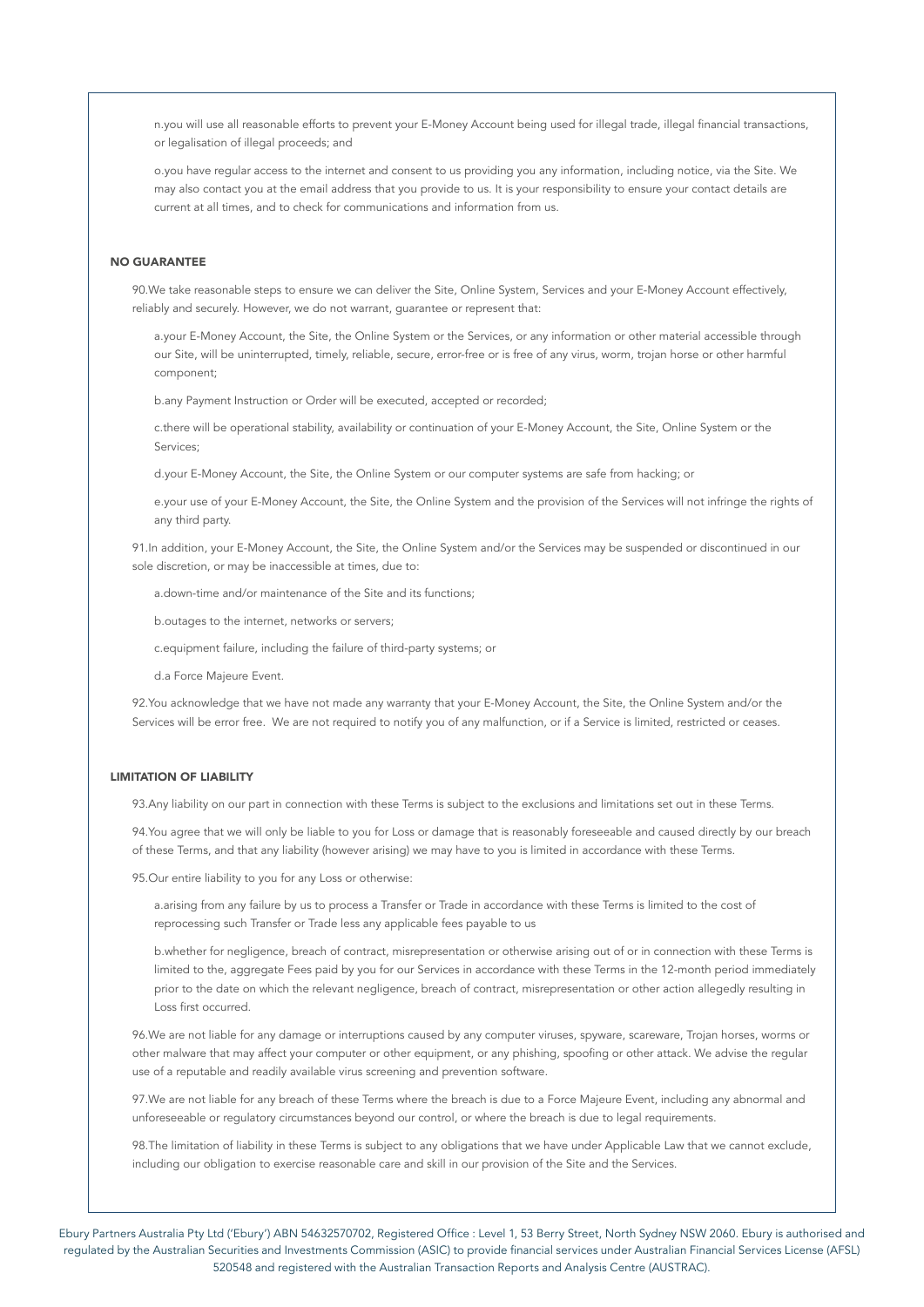n.you will use all reasonable efforts to prevent your E-Money Account being used for illegal trade, illegal financial transactions, or legalisation of illegal proceeds; and

o.you have regular access to the internet and consent to us providing you any information, including notice, via the Site. We may also contact you at the email address that you provide to us. It is your responsibility to ensure your contact details are current at all times, and to check for communications and information from us.

### NO GUARANTEE

90.We take reasonable steps to ensure we can deliver the Site, Online System, Services and your E-Money Account effectively, reliably and securely. However, we do not warrant, guarantee or represent that:

a.your E-Money Account, the Site, the Online System or the Services, or any information or other material accessible through our Site, will be uninterrupted, timely, reliable, secure, error-free or is free of any virus, worm, trojan horse or other harmful component;

b.any Payment Instruction or Order will be executed, accepted or recorded;

c.there will be operational stability, availability or continuation of your E-Money Account, the Site, Online System or the Services;

d.your E-Money Account, the Site, the Online System or our computer systems are safe from hacking; or

e.your use of your E-Money Account, the Site, the Online System and the provision of the Services will not infringe the rights of any third party.

91.In addition, your E-Money Account, the Site, the Online System and/or the Services may be suspended or discontinued in our sole discretion, or may be inaccessible at times, due to:

a.down-time and/or maintenance of the Site and its functions;

b.outages to the internet, networks or servers;

c.equipment failure, including the failure of third-party systems; or

d.a Force Majeure Event.

92.You acknowledge that we have not made any warranty that your E-Money Account, the Site, the Online System and/or the Services will be error free. We are not required to notify you of any malfunction, or if a Service is limited, restricted or ceases.

### LIMITATION OF LIABILITY

93.Any liability on our part in connection with these Terms is subject to the exclusions and limitations set out in these Terms.

94.You agree that we will only be liable to you for Loss or damage that is reasonably foreseeable and caused directly by our breach of these Terms, and that any liability (however arising) we may have to you is limited in accordance with these Terms.

95.Our entire liability to you for any Loss or otherwise:

a.arising from any failure by us to process a Transfer or Trade in accordance with these Terms is limited to the cost of reprocessing such Transfer or Trade less any applicable fees payable to us

b.whether for negligence, breach of contract, misrepresentation or otherwise arising out of or in connection with these Terms is limited to the, aggregate Fees paid by you for our Services in accordance with these Terms in the 12-month period immediately prior to the date on which the relevant negligence, breach of contract, misrepresentation or other action allegedly resulting in Loss first occurred.

96.We are not liable for any damage or interruptions caused by any computer viruses, spyware, scareware, Trojan horses, worms or other malware that may affect your computer or other equipment, or any phishing, spoofing or other attack. We advise the regular use of a reputable and readily available virus screening and prevention software.

97.We are not liable for any breach of these Terms where the breach is due to a Force Majeure Event, including any abnormal and unforeseeable or regulatory circumstances beyond our control, or where the breach is due to legal requirements.

98.The limitation of liability in these Terms is subject to any obligations that we have under Applicable Law that we cannot exclude, including our obligation to exercise reasonable care and skill in our provision of the Site and the Services.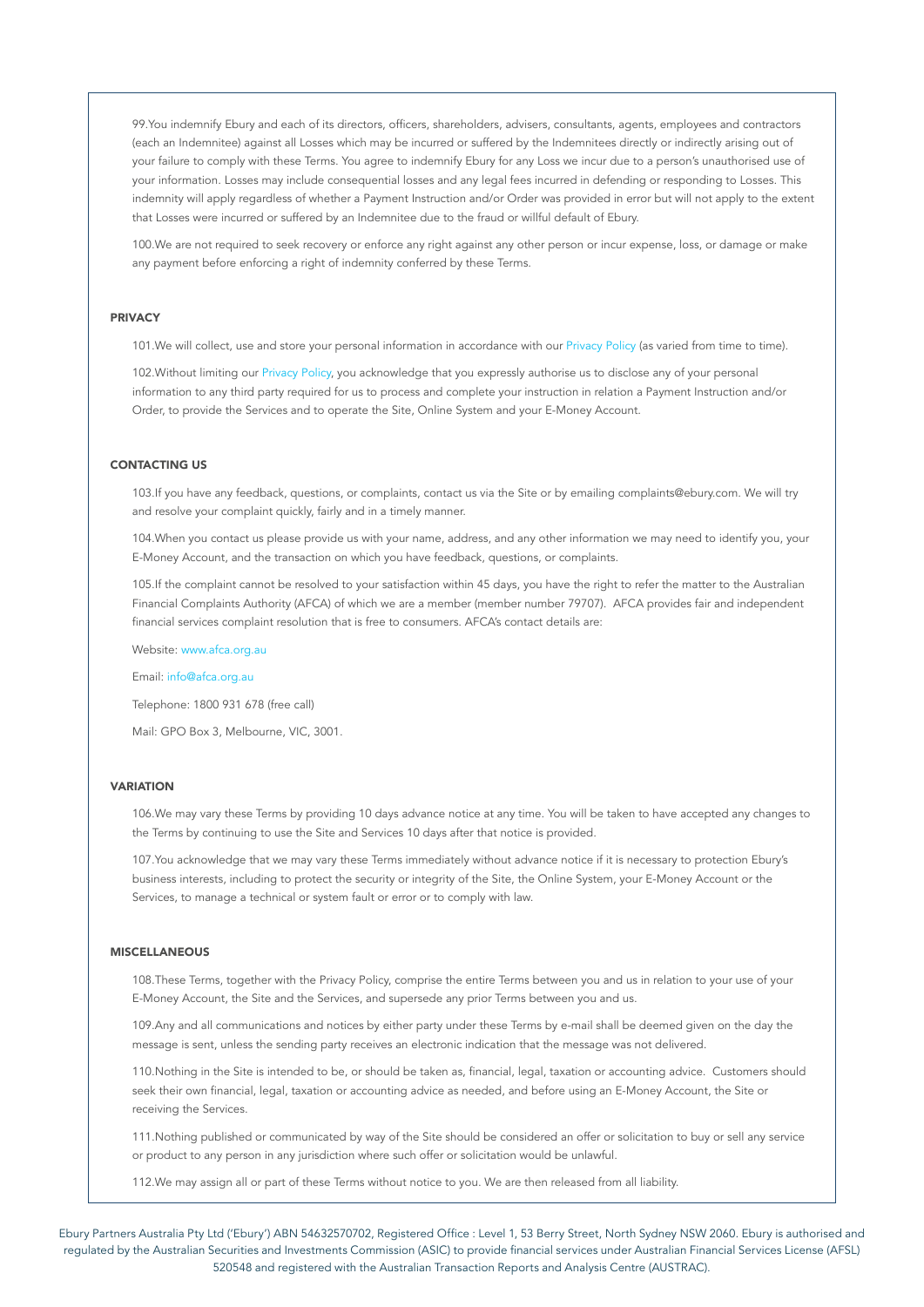99.You indemnify Ebury and each of its directors, officers, shareholders, advisers, consultants, agents, employees and contractors (each an Indemnitee) against all Losses which may be incurred or suffered by the Indemnitees directly or indirectly arising out of your failure to comply with these Terms. You agree to indemnify Ebury for any Loss we incur due to a person's unauthorised use of your information. Losses may include consequential losses and any legal fees incurred in defending or responding to Losses. This indemnity will apply regardless of whether a Payment Instruction and/or Order was provided in error but will not apply to the extent that Losses were incurred or suffered by an Indemnitee due to the fraud or willful default of Ebury.

100.We are not required to seek recovery or enforce any right against any other person or incur expense, loss, or damage or make any payment before enforcing a right of indemnity conferred by these Terms.

## PRIVACY

101.We will collect, use and store your personal information in accordance with our Privacy Policy (as varied from time to time).

102.Without limiting our Privacy Policy, you acknowledge that you expressly authorise us to disclose any of your personal information to any third party required for us to process and complete your instruction in relation a Payment Instruction and/or Order, to provide the Services and to operate the Site, Online System and your E-Money Account.

## CONTACTING US

103.If you have any feedback, questions, or complaints, contact us via the Site or by emailing complaints@ebury.com. We will try and resolve your complaint quickly, fairly and in a timely manner.

104.When you contact us please provide us with your name, address, and any other information we may need to identify you, your E-Money Account, and the transaction on which you have feedback, questions, or complaints.

105.If the complaint cannot be resolved to your satisfaction within 45 days, you have the right to refer the matter to the Australian Financial Complaints Authority (AFCA) of which we are a member (member number 79707). AFCA provides fair and independent financial services complaint resolution that is free to consumers. AFCA's contact details are:

Website: www.afca.org.au

Email: info@afca.org.au

Telephone: 1800 931 678 (free call)

Mail: GPO Box 3, Melbourne, VIC, 3001.

## VARIATION

106.We may vary these Terms by providing 10 days advance notice at any time. You will be taken to have accepted any changes to the Terms by continuing to use the Site and Services 10 days after that notice is provided.

107.You acknowledge that we may vary these Terms immediately without advance notice if it is necessary to protection Ebury's business interests, including to protect the security or integrity of the Site, the Online System, your E-Money Account or the Services, to manage a technical or system fault or error or to comply with law.

## MISCELLANEOUS

108.These Terms, together with the Privacy Policy, comprise the entire Terms between you and us in relation to your use of your E-Money Account, the Site and the Services, and supersede any prior Terms between you and us.

109.Any and all communications and notices by either party under these Terms by e-mail shall be deemed given on the day the message is sent, unless the sending party receives an electronic indication that the message was not delivered.

110.Nothing in the Site is intended to be, or should be taken as, financial, legal, taxation or accounting advice. Customers should seek their own financial, legal, taxation or accounting advice as needed, and before using an E-Money Account, the Site or receiving the Services.

111.Nothing published or communicated by way of the Site should be considered an offer or solicitation to buy or sell any service or product to any person in any jurisdiction where such offer or solicitation would be unlawful.

112.We may assign all or part of these Terms without notice to you. We are then released from all liability.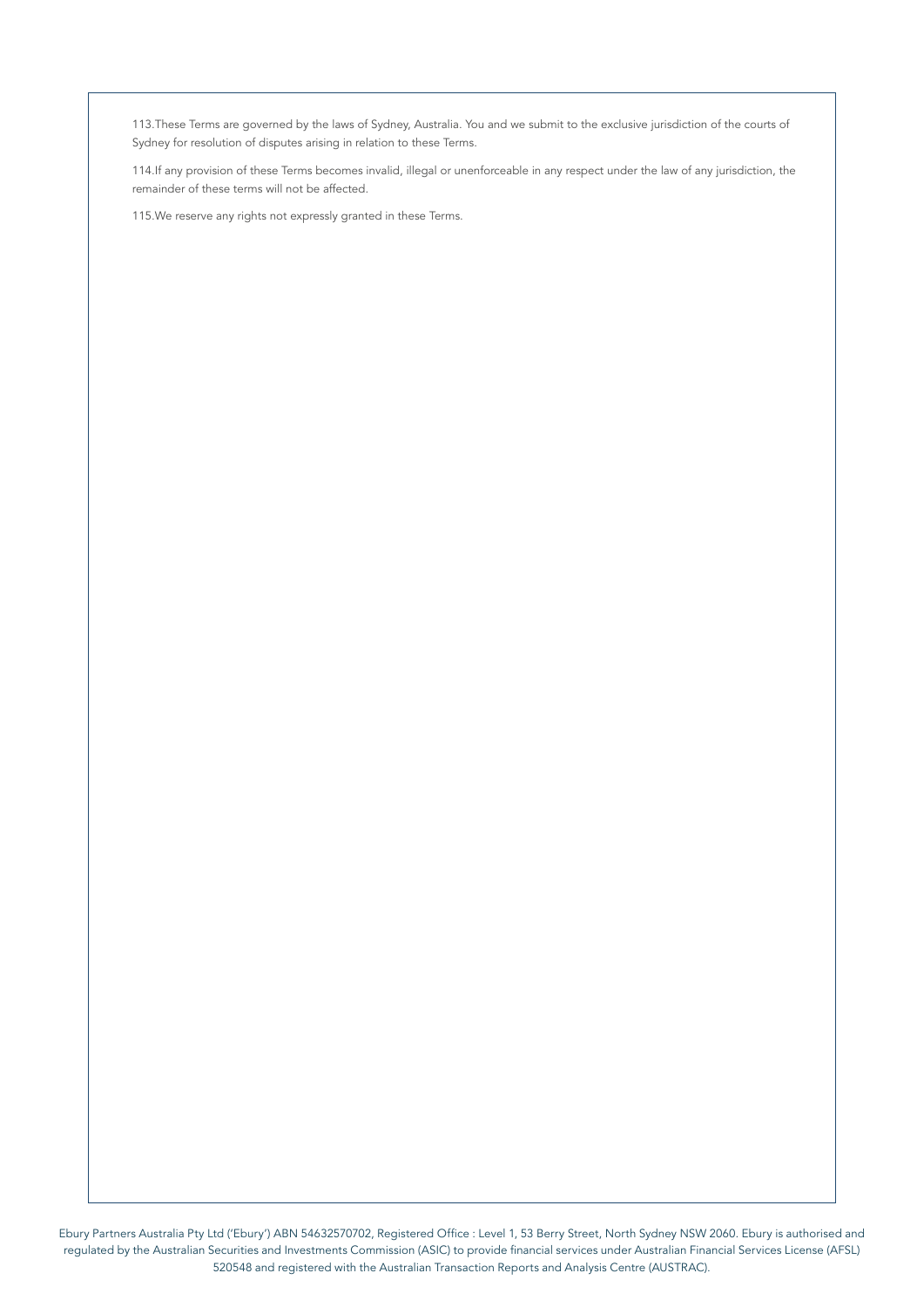113.These Terms are governed by the laws of Sydney, Australia. You and we submit to the exclusive jurisdiction of the courts of Sydney for resolution of disputes arising in relation to these Terms.

114.If any provision of these Terms becomes invalid, illegal or unenforceable in any respect under the law of any jurisdiction, the remainder of these terms will not be affected.

115.We reserve any rights not expressly granted in these Terms.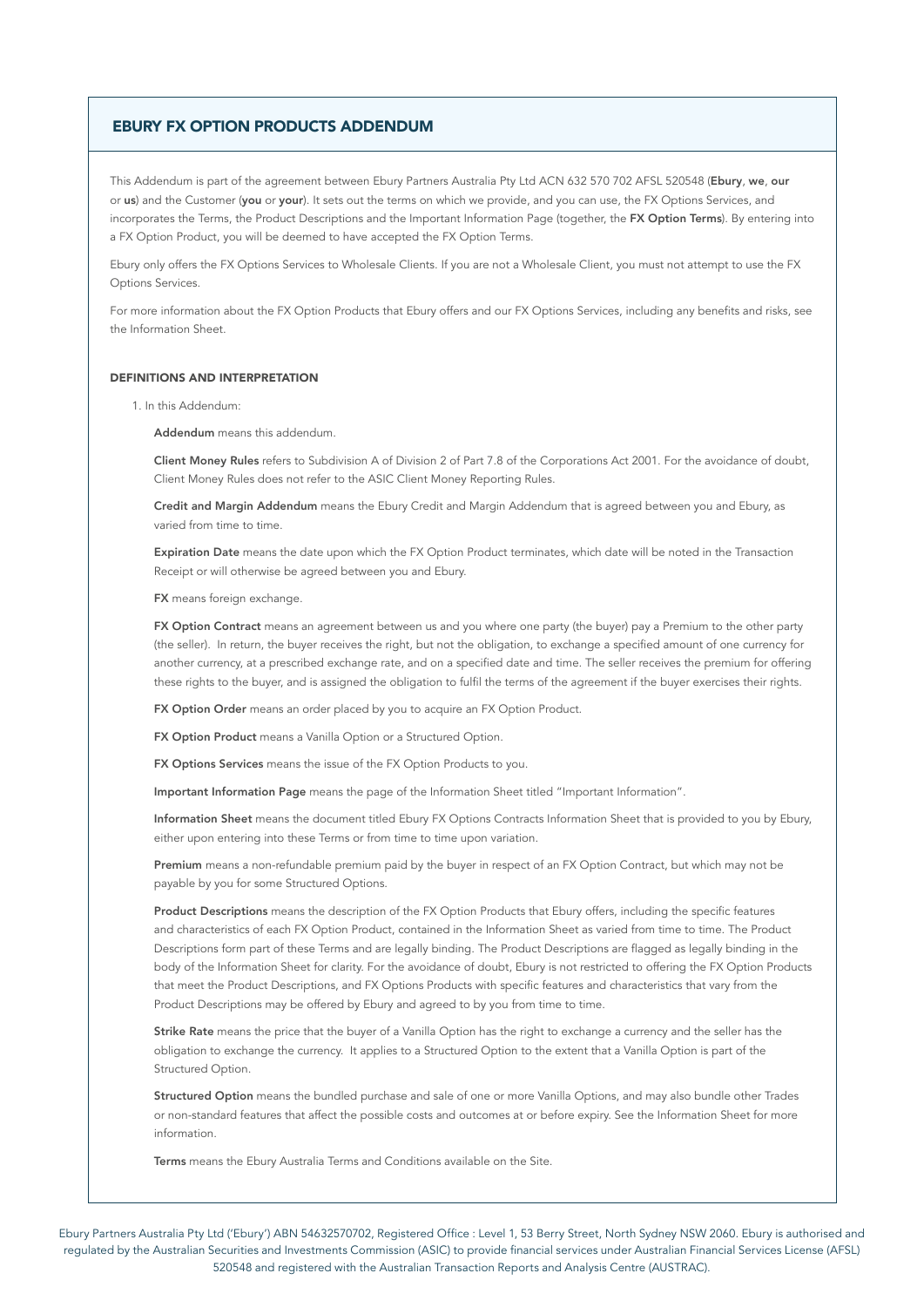## EBURY FX OPTION PRODUCTS ADDENDUM

This Addendum is part of the agreement between Ebury Partners Australia Pty Ltd ACN 632 570 702 AFSL 520548 (**Ebury**, **we**, **our** or **us**) and the Customer (**you** or **your**). It sets out the terms on which we provide, and you can use, the FX Options Services, and incorporates the Terms, the Product Descriptions and the Important Information Page (together, the **FX Option Terms**). By entering into a FX Option Product, you will be deemed to have accepted the FX Option Terms.

Ebury only offers the FX Options Services to Wholesale Clients. If you are not a Wholesale Client, you must not attempt to use the FX Options Services.

For more information about the FX Option Products that Ebury offers and our FX Options Services, including any benefits and risks, see the Information Sheet.

### DEFINITIONS AND INTERPRETATION

1. In this Addendum:

   **Addendum** means this addendum.

   **Client Money Rules** refers to Subdivision A of Division 2 of Part 7.8 of the Corporations Act 2001. For the avoidance of doubt, Client Money Rules does not refer to the ASIC Client Money Reporting Rules.

   **Credit and Margin Addendum** means the Ebury Credit and Margin Addendum that is agreed between you and Ebury, as varied from time to time.

   **Expiration Date** means the date upon which the FX Option Product terminates, which date will be noted in the Transaction Receipt or will otherwise be agreed between you and Ebury.

   **FX** means foreign exchange.

   **FX Option Contract** means an agreement between us and you where one party (the buyer) pay a Premium to the other party (the seller). In return, the buyer receives the right, but not the obligation, to exchange a specified amount of one currency for another currency, at a prescribed exchange rate, and on a specified date and time. The seller receives the premium for offering these rights to the buyer, and is assigned the obligation to fulfil the terms of the agreement if the buyer exercises their rights.

   **FX Option Order** means an order placed by you to acquire an FX Option Product.

   **FX Option Product** means a Vanilla Option or a Structured Option.

   **FX Options Services** means the issue of the FX Option Products to you.

   **Important Information Page** means the page of the Information Sheet titled "Important Information".

   **Information Sheet** means the document titled Ebury FX Options Contracts Information Sheet that is provided to you by Ebury, either upon entering into these Terms or from time to time upon variation.

   **Premium** means a non-refundable premium paid by the buyer in respect of an FX Option Contract, but which may not be payable by you for some Structured Options.

   **Product Descriptions** means the description of the FX Option Products that Ebury offers, including the specific features and characteristics of each FX Option Product, contained in the Information Sheet as varied from time to time. The Product Descriptions form part of these Terms and are legally binding. The Product Descriptions are flagged as legally binding in the body of the Information Sheet for clarity. For the avoidance of doubt, Ebury is not restricted to offering the FX Option Products that meet the Product Descriptions, and FX Options Products with specific features and characteristics that vary from the Product Descriptions may be offered by Ebury and agreed to by you from time to time.

   **Strike Rate** means the price that the buyer of a Vanilla Option has the right to exchange a currency and the seller has the obligation to exchange the currency. It applies to a Structured Option to the extent that a Vanilla Option is part of the Structured Option.

   **Structured Option** means the bundled purchase and sale of one or more Vanilla Options, and may also bundle other Trades or non-standard features that affect the possible costs and outcomes at or before expiry. See the Information Sheet for more information.

   **Terms** means the Ebury Australia Terms and Conditions available on the Site.

Ebury Partners Australia Pty Ltd ('Ebury') ABN 54632570702, Registered Office : Level 1, 53 Berry Street, North Sydney NSW 2060. Ebury is authorised and regulated by the Australian Securities and Investments Commission (ASIC) to provide financial services under Australian Financial Services License (AFSL) 520548 and registered with the Australian Transaction Reports and Analysis Centre (AUSTRAC).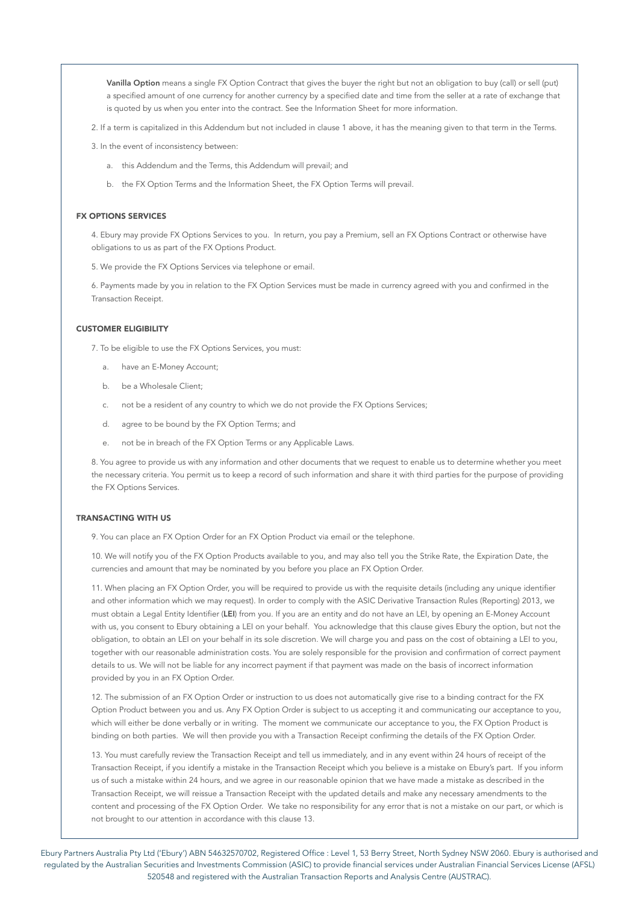**Vanilla Option** means a single FX Option Contract that gives the buyer the right but not an obligation to buy (call) or sell (put) a specified amount of one currency for another currency by a specified date and time from the seller at a rate of exchange that is quoted by us when you enter into the contract. See the Information Sheet for more information.

2. If a term is capitalized in this Addendum but not included in clause 1 above, it has the meaning given to that term in the Terms.

3. In the event of inconsistency between:

   a. this Addendum and the Terms, this Addendum will prevail; and

   b. the FX Option Terms and the Information Sheet, the FX Option Terms will prevail.

### FX OPTIONS SERVICES

4. Ebury may provide FX Options Services to you. In return, you pay a Premium, sell an FX Options Contract or otherwise have obligations to us as part of the FX Options Product.

5. We provide the FX Options Services via telephone or email.

6. Payments made by you in relation to the FX Option Services must be made in currency agreed with you and confirmed in the Transaction Receipt.

### CUSTOMER ELIGIBILITY

7. To be eligible to use the FX Options Services, you must:

   a. have an E-Money Account;

   b. be a Wholesale Client;

   c. not be a resident of any country to which we do not provide the FX Options Services;

   d. agree to be bound by the FX Option Terms; and

   e. not be in breach of the FX Option Terms or any Applicable Laws.

8. You agree to provide us with any information and other documents that we request to enable us to determine whether you meet the necessary criteria. You permit us to keep a record of such information and share it with third parties for the purpose of providing the FX Options Services.

### TRANSACTING WITH US

9. You can place an FX Option Order for an FX Option Product via email or the telephone.

10. We will notify you of the FX Option Products available to you, and may also tell you the Strike Rate, the Expiration Date, the currencies and amount that may be nominated by you before you place an FX Option Order.

11. When placing an FX Option Order, you will be required to provide us with the requisite details (including any unique identifier and other information which we may request). In order to comply with the ASIC Derivative Transaction Rules (Reporting) 2013, we must obtain a Legal Entity Identifier (**LEI**) from you. If you are an entity and do not have an LEI, by opening an E-Money Account with us, you consent to Ebury obtaining a LEI on your behalf. You acknowledge that this clause gives Ebury the option, but not the obligation, to obtain an LEI on your behalf in its sole discretion. We will charge you and pass on the cost of obtaining a LEI to you, together with our reasonable administration costs. You are solely responsible for the provision and confirmation of correct payment details to us. We will not be liable for any incorrect payment if that payment was made on the basis of incorrect information provided by you in an FX Option Order.

12. The submission of an FX Option Order or instruction to us does not automatically give rise to a binding contract for the FX Option Product between you and us. Any FX Option Order is subject to us accepting it and communicating our acceptance to you, which will either be done verbally or in writing. The moment we communicate our acceptance to you, the FX Option Product is binding on both parties. We will then provide you with a Transaction Receipt confirming the details of the FX Option Order.

13. You must carefully review the Transaction Receipt and tell us immediately, and in any event within 24 hours of receipt of the Transaction Receipt, if you identify a mistake in the Transaction Receipt which you believe is a mistake on Ebury's part. If you inform us of such a mistake within 24 hours, and we agree in our reasonable opinion that we have made a mistake as described in the Transaction Receipt, we will reissue a Transaction Receipt with the updated details and make any necessary amendments to the content and processing of the FX Option Order. We take no responsibility for any error that is not a mistake on our part, or which is not brought to our attention in accordance with this clause 13.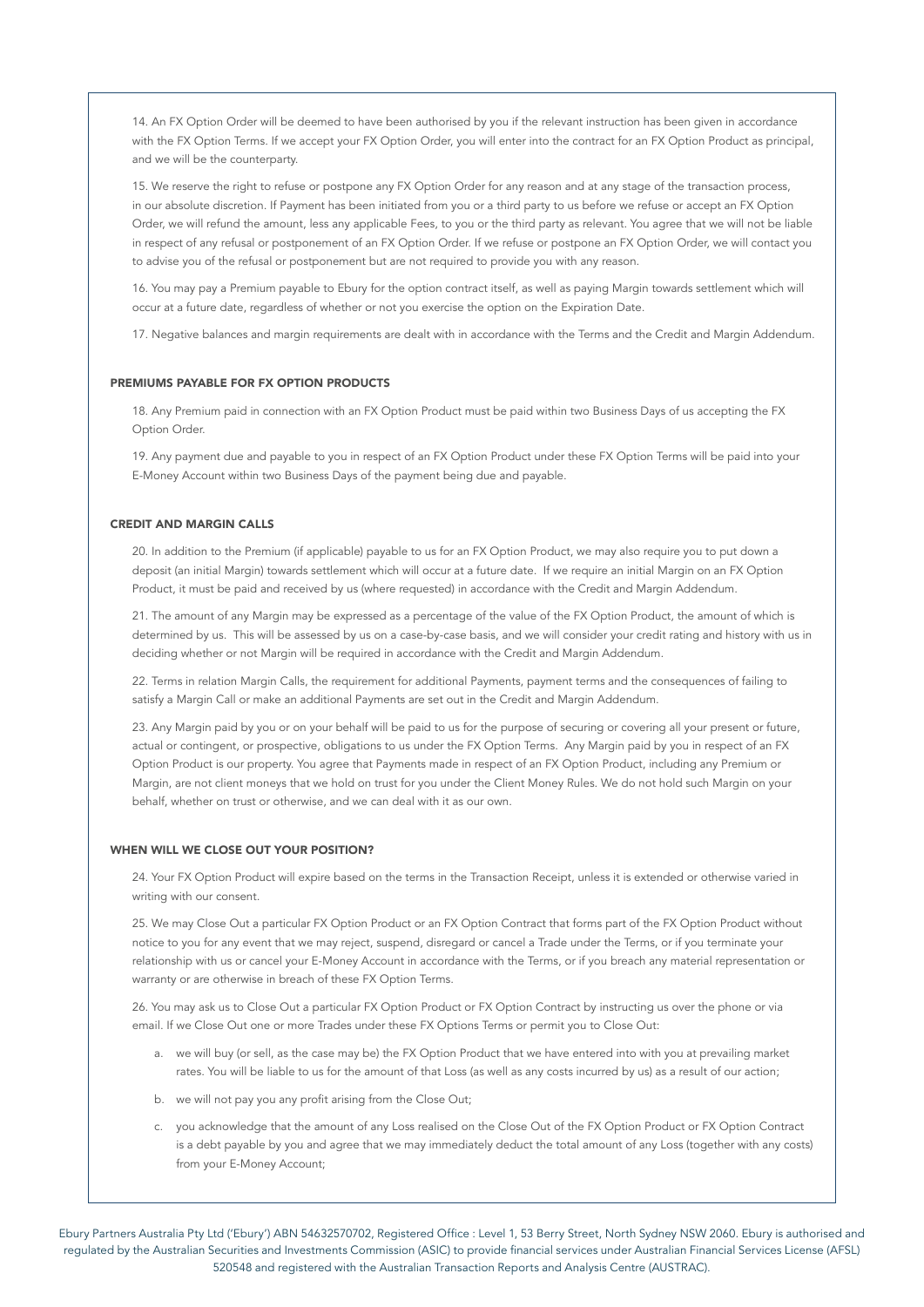14. An FX Option Order will be deemed to have been authorised by you if the relevant instruction has been given in accordance with the FX Option Terms. If we accept your FX Option Order, you will enter into the contract for an FX Option Product as principal, and we will be the counterparty.

15. We reserve the right to refuse or postpone any FX Option Order for any reason and at any stage of the transaction process, in our absolute discretion. If Payment has been initiated from you or a third party to us before we refuse or accept an FX Option Order, we will refund the amount, less any applicable Fees, to you or the third party as relevant. You agree that we will not be liable in respect of any refusal or postponement of an FX Option Order. If we refuse or postpone an FX Option Order, we will contact you to advise you of the refusal or postponement but are not required to provide you with any reason.

16. You may pay a Premium payable to Ebury for the option contract itself, as well as paying Margin towards settlement which will occur at a future date, regardless of whether or not you exercise the option on the Expiration Date.

17. Negative balances and margin requirements are dealt with in accordance with the Terms and the Credit and Margin Addendum.

### PREMIUMS PAYABLE FOR FX OPTION PRODUCTS

18. Any Premium paid in connection with an FX Option Product must be paid within two Business Days of us accepting the FX Option Order.

19. Any payment due and payable to you in respect of an FX Option Product under these FX Option Terms will be paid into your E-Money Account within two Business Days of the payment being due and payable.

### CREDIT AND MARGIN CALLS

20. In addition to the Premium (if applicable) payable to us for an FX Option Product, we may also require you to put down a deposit (an initial Margin) towards settlement which will occur at a future date. If we require an initial Margin on an FX Option Product, it must be paid and received by us (where requested) in accordance with the Credit and Margin Addendum.

21. The amount of any Margin may be expressed as a percentage of the value of the FX Option Product, the amount of which is determined by us. This will be assessed by us on a case-by-case basis, and we will consider your credit rating and history with us in deciding whether or not Margin will be required in accordance with the Credit and Margin Addendum.

22. Terms in relation Margin Calls, the requirement for additional Payments, payment terms and the consequences of failing to satisfy a Margin Call or make an additional Payments are set out in the Credit and Margin Addendum.

23. Any Margin paid by you or on your behalf will be paid to us for the purpose of securing or covering all your present or future, actual or contingent, or prospective, obligations to us under the FX Option Terms. Any Margin paid by you in respect of an FX Option Product is our property. You agree that Payments made in respect of an FX Option Product, including any Premium or Margin, are not client moneys that we hold on trust for you under the Client Money Rules. We do not hold such Margin on your behalf, whether on trust or otherwise, and we can deal with it as our own.

### WHEN WILL WE CLOSE OUT YOUR POSITION?

24. Your FX Option Product will expire based on the terms in the Transaction Receipt, unless it is extended or otherwise varied in writing with our consent.

25. We may Close Out a particular FX Option Product or an FX Option Contract that forms part of the FX Option Product without notice to you for any event that we may reject, suspend, disregard or cancel a Trade under the Terms, or if you terminate your relationship with us or cancel your E-Money Account in accordance with the Terms, or if you breach any material representation or warranty or are otherwise in breach of these FX Option Terms.

26. You may ask us to Close Out a particular FX Option Product or FX Option Contract by instructing us over the phone or via email. If we Close Out one or more Trades under these FX Options Terms or permit you to Close Out:

a. we will buy (or sell, as the case may be) the FX Option Product that we have entered into with you at prevailing market rates. You will be liable to us for the amount of that Loss (as well as any costs incurred by us) as a result of our action;

b. we will not pay you any profit arising from the Close Out;

c. you acknowledge that the amount of any Loss realised on the Close Out of the FX Option Product or FX Option Contract is a debt payable by you and agree that we may immediately deduct the total amount of any Loss (together with any costs) from your E-Money Account;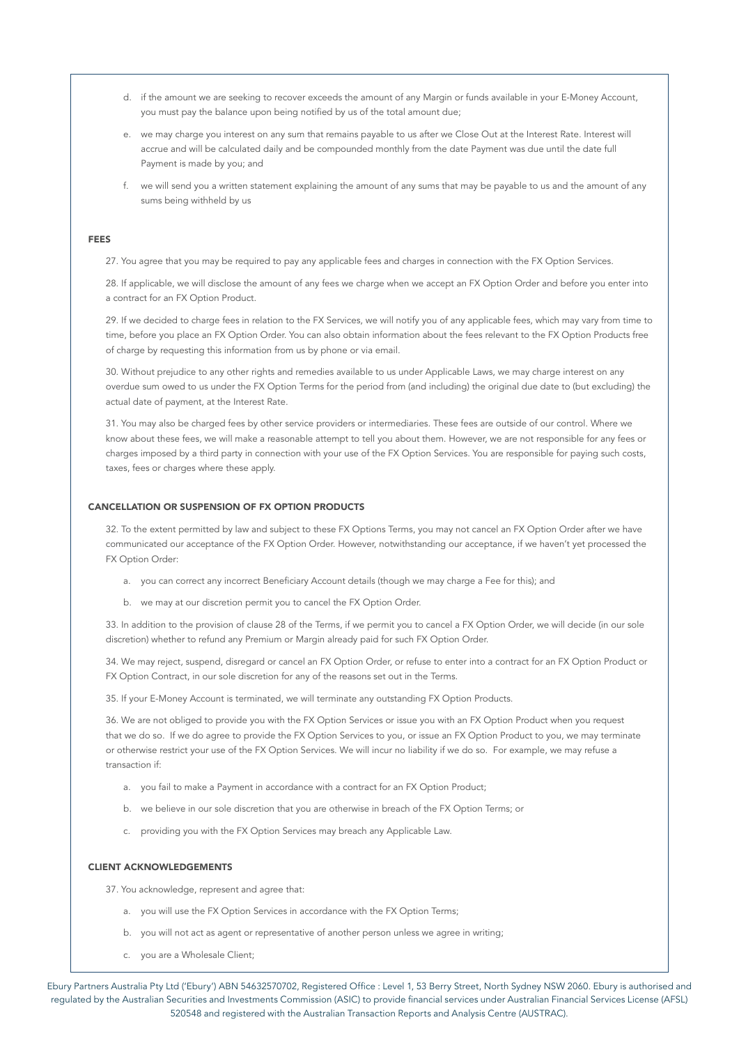d. if the amount we are seeking to recover exceeds the amount of any Margin or funds available in your E-Money Account, you must pay the balance upon being notified by us of the total amount due;

e. we may charge you interest on any sum that remains payable to us after we Close Out at the Interest Rate. Interest will accrue and will be calculated daily and be compounded monthly from the date Payment was due until the date full Payment is made by you; and

f. we will send you a written statement explaining the amount of any sums that may be payable to us and the amount of any sums being withheld by us

## FEES

27. You agree that you may be required to pay any applicable fees and charges in connection with the FX Option Services.

28. If applicable, we will disclose the amount of any fees we charge when we accept an FX Option Order and before you enter into a contract for an FX Option Product.

29. If we decided to charge fees in relation to the FX Services, we will notify you of any applicable fees, which may vary from time to time, before you place an FX Option Order. You can also obtain information about the fees relevant to the FX Option Products free of charge by requesting this information from us by phone or via email.

30. Without prejudice to any other rights and remedies available to us under Applicable Laws, we may charge interest on any overdue sum owed to us under the FX Option Terms for the period from (and including) the original due date to (but excluding) the actual date of payment, at the Interest Rate.

31. You may also be charged fees by other service providers or intermediaries. These fees are outside of our control. Where we know about these fees, we will make a reasonable attempt to tell you about them. However, we are not responsible for any fees or charges imposed by a third party in connection with your use of the FX Option Services. You are responsible for paying such costs, taxes, fees or charges where these apply.

## CANCELLATION OR SUSPENSION OF FX OPTION PRODUCTS

32. To the extent permitted by law and subject to these FX Options Terms, you may not cancel an FX Option Order after we have communicated our acceptance of the FX Option Order. However, notwithstanding our acceptance, if we haven't yet processed the FX Option Order:

a. you can correct any incorrect Beneficiary Account details (though we may charge a Fee for this); and

b. we may at our discretion permit you to cancel the FX Option Order.

33. In addition to the provision of clause 28 of the Terms, if we permit you to cancel a FX Option Order, we will decide (in our sole discretion) whether to refund any Premium or Margin already paid for such FX Option Order.

34. We may reject, suspend, disregard or cancel an FX Option Order, or refuse to enter into a contract for an FX Option Product or FX Option Contract, in our sole discretion for any of the reasons set out in the Terms.

35. If your E-Money Account is terminated, we will terminate any outstanding FX Option Products.

36. We are not obliged to provide you with the FX Option Services or issue you with an FX Option Product when you request that we do so. If we do agree to provide the FX Option Services to you, or issue an FX Option Product to you, we may terminate or otherwise restrict your use of the FX Option Services. We will incur no liability if we do so. For example, we may refuse a transaction if:

a. you fail to make a Payment in accordance with a contract for an FX Option Product;

b. we believe in our sole discretion that you are otherwise in breach of the FX Option Terms; or

c. providing you with the FX Option Services may breach any Applicable Law.

## CLIENT ACKNOWLEDGEMENTS

37. You acknowledge, represent and agree that:

a. you will use the FX Option Services in accordance with the FX Option Terms;

b. you will not act as agent or representative of another person unless we agree in writing;

c. you are a Wholesale Client;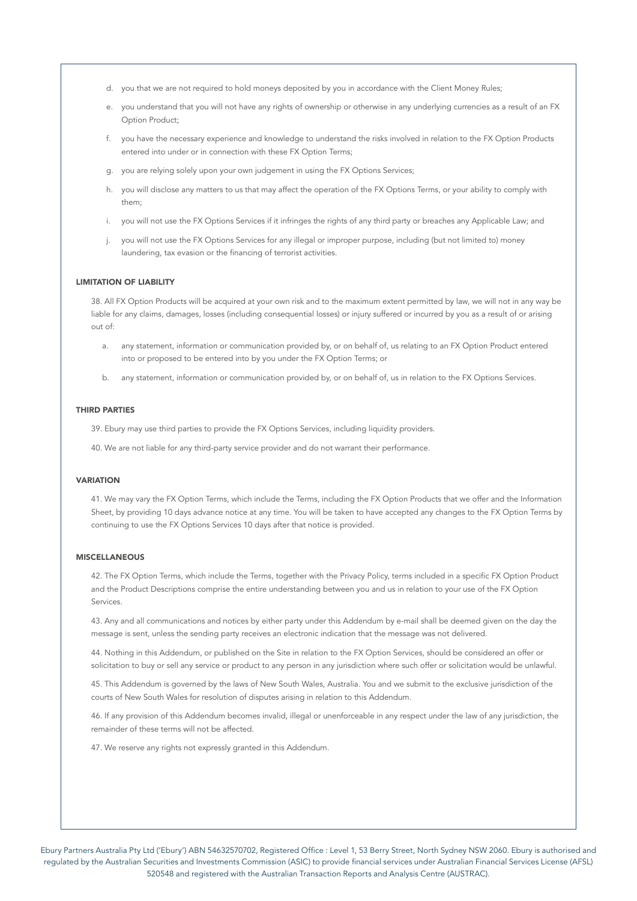d. you that we are not required to hold moneys deposited by you in accordance with the Client Money Rules;

e. you understand that you will not have any rights of ownership or otherwise in any underlying currencies as a result of an FX Option Product;

f. you have the necessary experience and knowledge to understand the risks involved in relation to the FX Option Products entered into under or in connection with these FX Option Terms;

g. you are relying solely upon your own judgement in using the FX Options Services;

h. you will disclose any matters to us that may affect the operation of the FX Options Terms, or your ability to comply with them;

i. you will not use the FX Options Services if it infringes the rights of any third party or breaches any Applicable Law; and

j. you will not use the FX Options Services for any illegal or improper purpose, including (but not limited to) money laundering, tax evasion or the financing of terrorist activities.

## LIMITATION OF LIABILITY

38. All FX Option Products will be acquired at your own risk and to the maximum extent permitted by law, we will not in any way be liable for any claims, damages, losses (including consequential losses) or injury suffered or incurred by you as a result of or arising out of:

a. any statement, information or communication provided by, or on behalf of, us relating to an FX Option Product entered into or proposed to be entered into by you under the FX Option Terms; or

b. any statement, information or communication provided by, or on behalf of, us in relation to the FX Options Services.

## THIRD PARTIES

39. Ebury may use third parties to provide the FX Options Services, including liquidity providers.

40. We are not liable for any third-party service provider and do not warrant their performance.

## VARIATION

41. We may vary the FX Option Terms, which include the Terms, including the FX Option Products that we offer and the Information Sheet, by providing 10 days advance notice at any time. You will be taken to have accepted any changes to the FX Option Terms by continuing to use the FX Options Services 10 days after that notice is provided.

## MISCELLANEOUS

42. The FX Option Terms, which include the Terms, together with the Privacy Policy, terms included in a specific FX Option Product and the Product Descriptions comprise the entire understanding between you and us in relation to your use of the FX Option Services.

43. Any and all communications and notices by either party under this Addendum by e-mail shall be deemed given on the day the message is sent, unless the sending party receives an electronic indication that the message was not delivered.

44. Nothing in this Addendum, or published on the Site in relation to the FX Option Services, should be considered an offer or solicitation to buy or sell any service or product to any person in any jurisdiction where such offer or solicitation would be unlawful.

45. This Addendum is governed by the laws of New South Wales, Australia. You and we submit to the exclusive jurisdiction of the courts of New South Wales for resolution of disputes arising in relation to this Addendum.

46. If any provision of this Addendum becomes invalid, illegal or unenforceable in any respect under the law of any jurisdiction, the remainder of these terms will not be affected.

47. We reserve any rights not expressly granted in this Addendum.